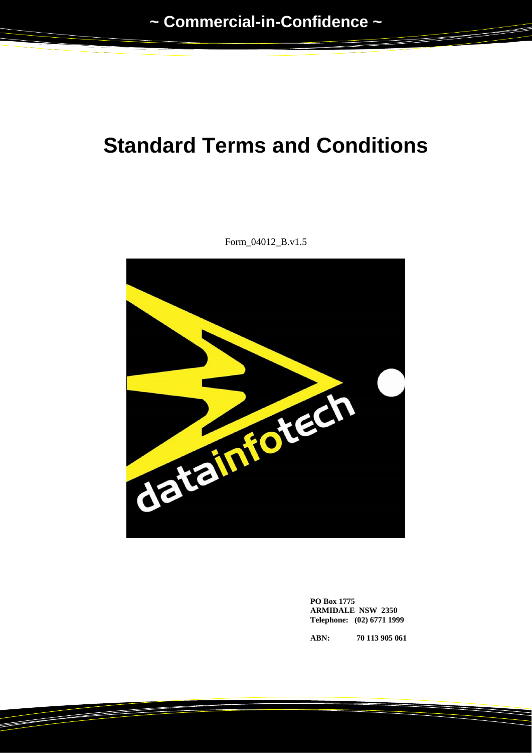~ Commercial-in-Confidence ~

# Standard Terms and Conditions

Form_04012_B.v1.5

**PO Box 1775**
**ARMIDALE NSW 2350**
**Telephone: (02) 6771 1999**

**ABN: 70 113 905 061**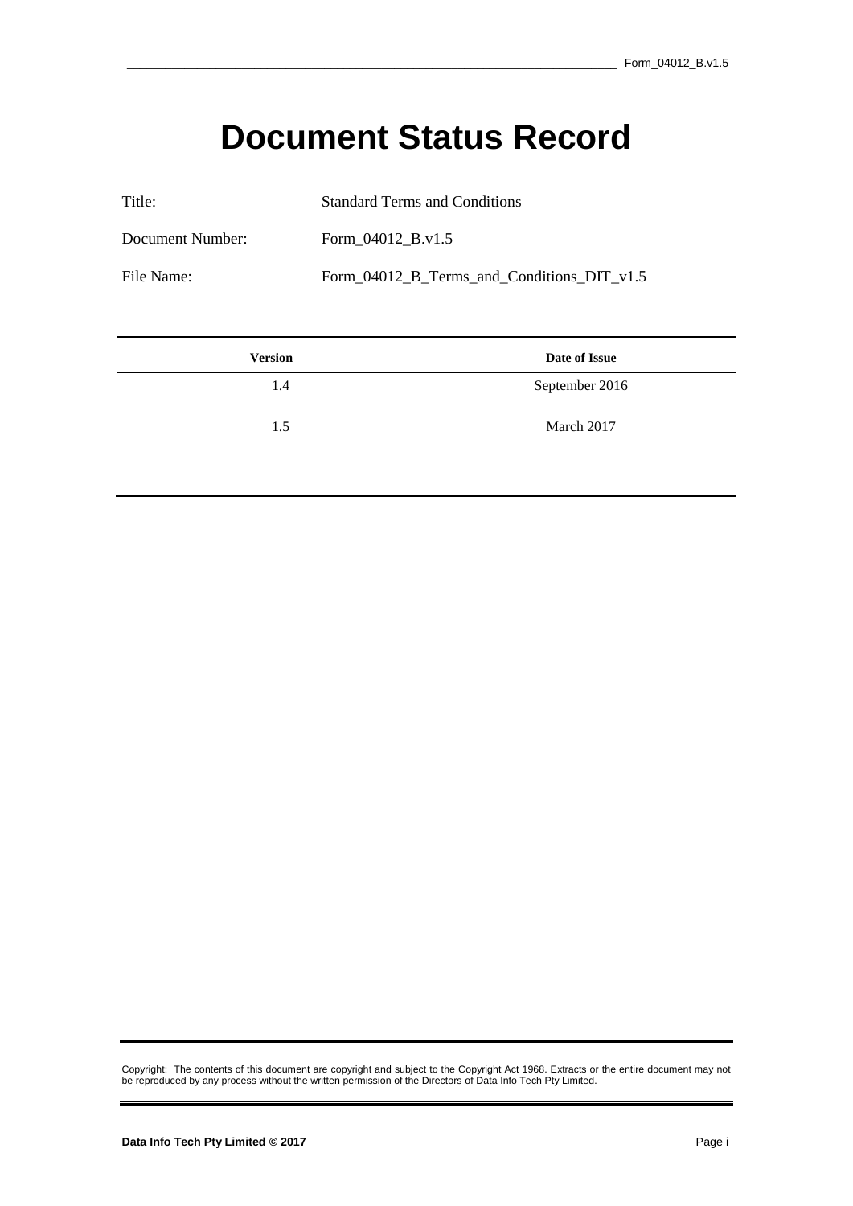# Document Status Record

Title: Standard Terms and Conditions

Document Number: Form_04012_B.v1.5

File Name: Form_04012_B_Terms_and_Conditions_DIT_v1.5

| Version | Date of Issue |
|---|---|
| 1.4 | September 2016 |
| 1.5 | March 2017 |

Copyright: The contents of this document are copyright and subject to the Copyright Act 1968. Extracts or the entire document may not be reproduced by any process without the written permission of the Directors of Data Info Tech Pty Limited.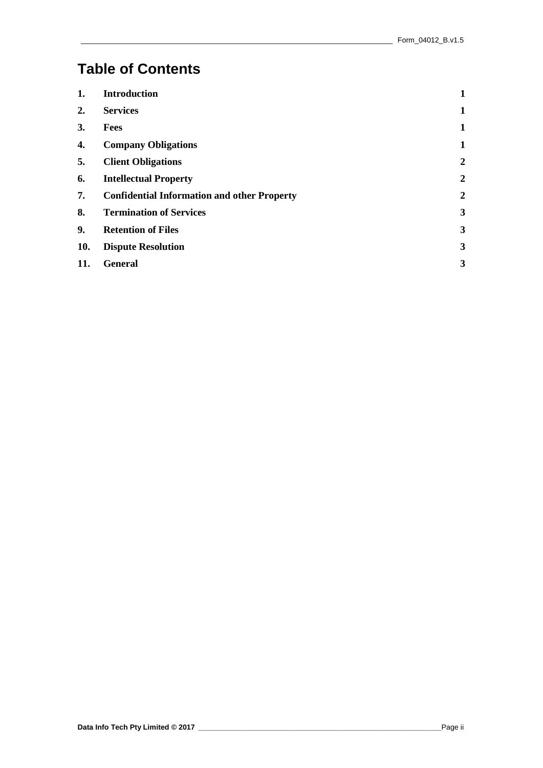# Table of Contents

| | | |
|---|---|---|
| **1.** | **Introduction** | **1** |
| **2.** | **Services** | **1** |
| **3.** | **Fees** | **1** |
| **4.** | **Company Obligations** | **1** |
| **5.** | **Client Obligations** | **2** |
| **6.** | **Intellectual Property** | **2** |
| **7.** | **Confidential Information and other Property** | **2** |
| **8.** | **Termination of Services** | **3** |
| **9.** | **Retention of Files** | **3** |
| **10.** | **Dispute Resolution** | **3** |
| **11.** | **General** | **3** |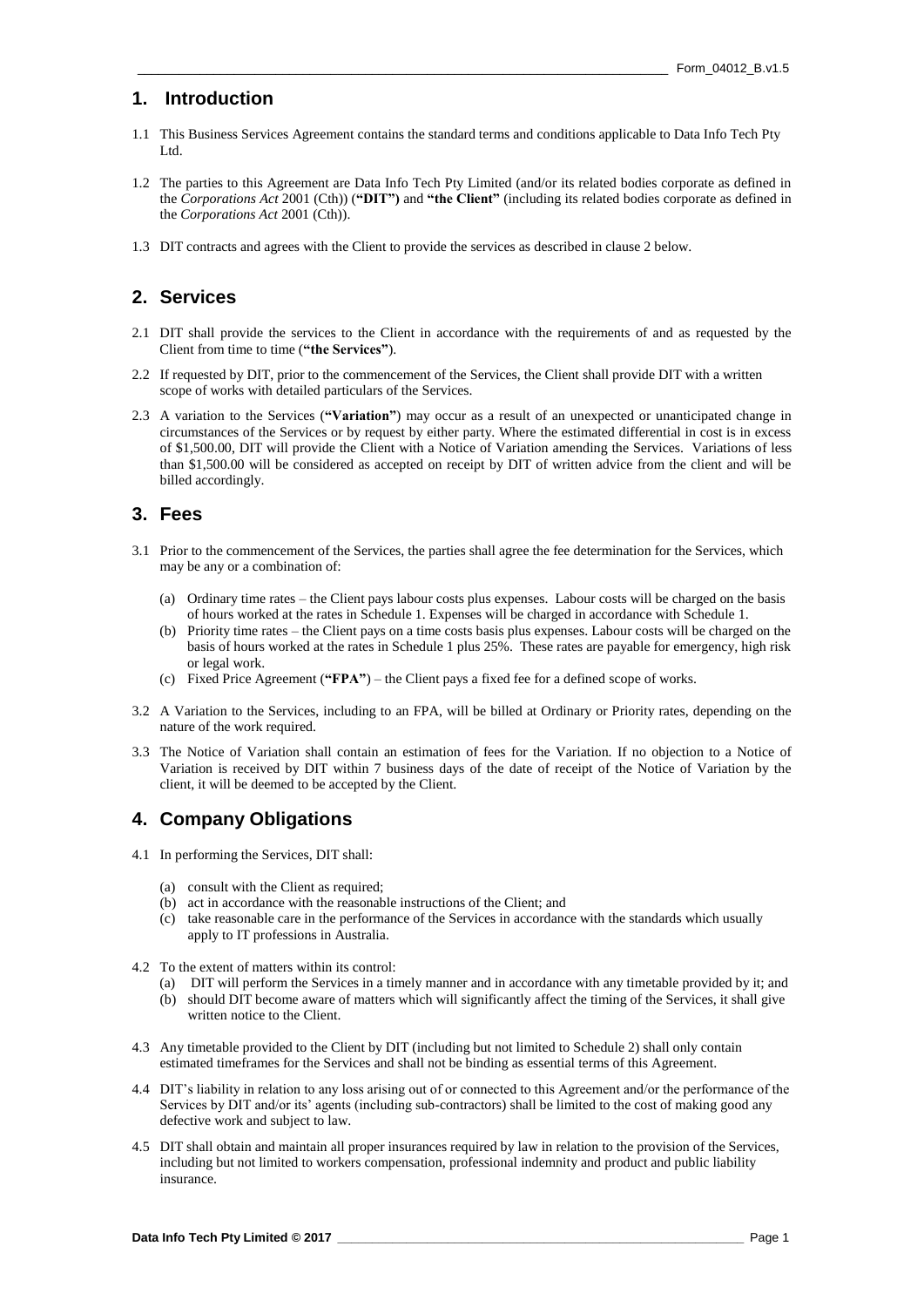## 1. Introduction

1.1 This Business Services Agreement contains the standard terms and conditions applicable to Data Info Tech Pty Ltd.

1.2 The parties to this Agreement are Data Info Tech Pty Limited (and/or its related bodies corporate as defined in the *Corporations Act* 2001 (Cth)) (**"DIT")** and **"the Client"** (including its related bodies corporate as defined in the *Corporations Act* 2001 (Cth)).

1.3 DIT contracts and agrees with the Client to provide the services as described in clause 2 below.

## 2. Services

2.1 DIT shall provide the services to the Client in accordance with the requirements of and as requested by the Client from time to time (**"the Services"**).

2.2 If requested by DIT, prior to the commencement of the Services, the Client shall provide DIT with a written scope of works with detailed particulars of the Services.

2.3 A variation to the Services (**"Variation"**) may occur as a result of an unexpected or unanticipated change in circumstances of the Services or by request by either party. Where the estimated differential in cost is in excess of $1,500.00, DIT will provide the Client with a Notice of Variation amending the Services. Variations of less than $1,500.00 will be considered as accepted on receipt by DIT of written advice from the client and will be billed accordingly.

## 3. Fees

3.1 Prior to the commencement of the Services, the parties shall agree the fee determination for the Services, which may be any or a combination of:

(a) Ordinary time rates – the Client pays labour costs plus expenses. Labour costs will be charged on the basis of hours worked at the rates in Schedule 1. Expenses will be charged in accordance with Schedule 1.

(b) Priority time rates – the Client pays on a time costs basis plus expenses. Labour costs will be charged on the basis of hours worked at the rates in Schedule 1 plus 25%. These rates are payable for emergency, high risk or legal work.

(c) Fixed Price Agreement (**"FPA"**) – the Client pays a fixed fee for a defined scope of works.

3.2 A Variation to the Services, including to an FPA, will be billed at Ordinary or Priority rates, depending on the nature of the work required.

3.3 The Notice of Variation shall contain an estimation of fees for the Variation. If no objection to a Notice of Variation is received by DIT within 7 business days of the date of receipt of the Notice of Variation by the client, it will be deemed to be accepted by the Client.

## 4. Company Obligations

4.1 In performing the Services, DIT shall:

(a) consult with the Client as required;

(b) act in accordance with the reasonable instructions of the Client; and

(c) take reasonable care in the performance of the Services in accordance with the standards which usually apply to IT professions in Australia.

4.2 To the extent of matters within its control:

(a) DIT will perform the Services in a timely manner and in accordance with any timetable provided by it; and

(b) should DIT become aware of matters which will significantly affect the timing of the Services, it shall give written notice to the Client.

4.3 Any timetable provided to the Client by DIT (including but not limited to Schedule 2) shall only contain estimated timeframes for the Services and shall not be binding as essential terms of this Agreement.

4.4 DIT's liability in relation to any loss arising out of or connected to this Agreement and/or the performance of the Services by DIT and/or its' agents (including sub-contractors) shall be limited to the cost of making good any defective work and subject to law.

4.5 DIT shall obtain and maintain all proper insurances required by law in relation to the provision of the Services, including but not limited to workers compensation, professional indemnity and product and public liability insurance.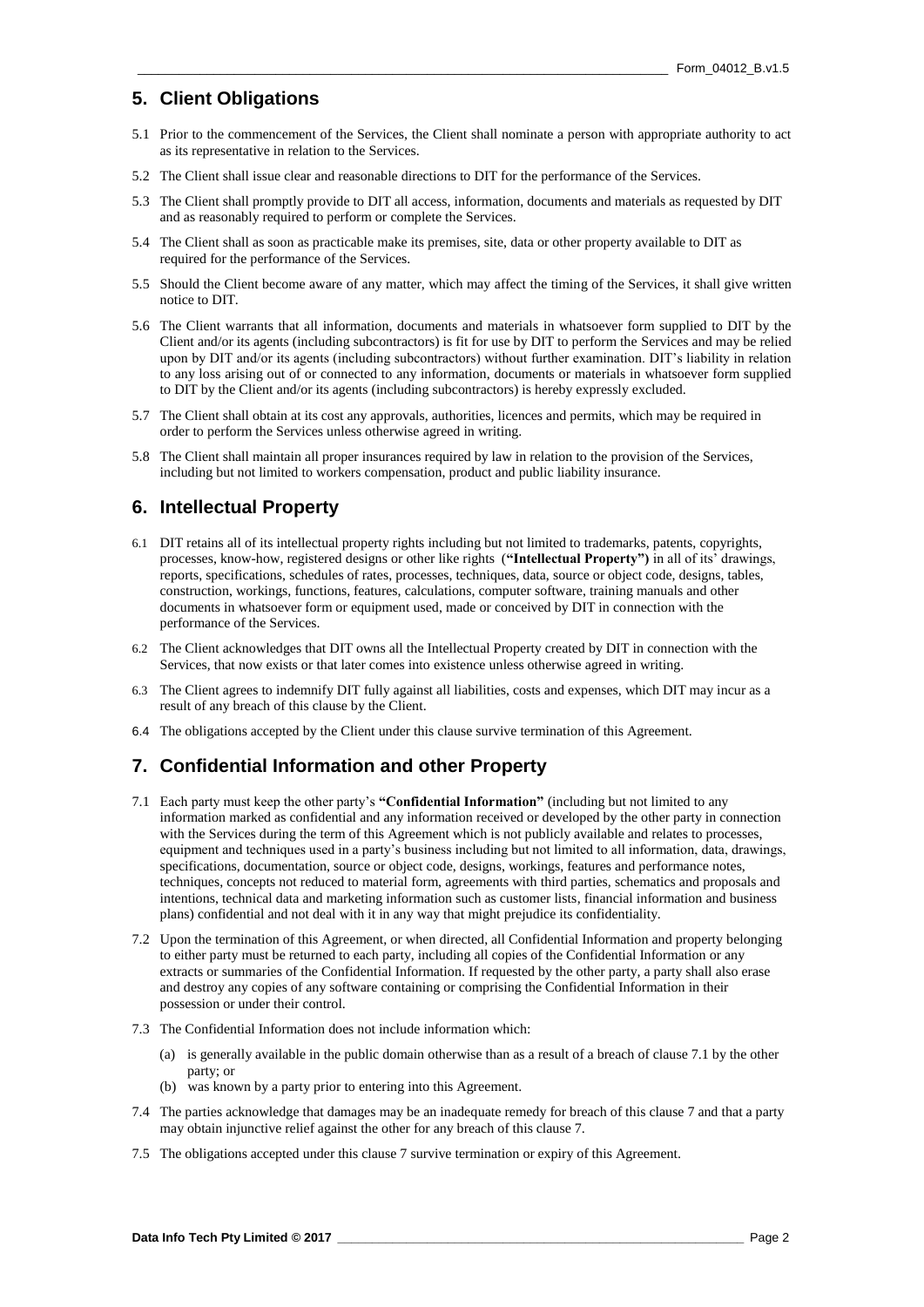## 5. Client Obligations

5.1 Prior to the commencement of the Services, the Client shall nominate a person with appropriate authority to act as its representative in relation to the Services.

5.2 The Client shall issue clear and reasonable directions to DIT for the performance of the Services.

5.3 The Client shall promptly provide to DIT all access, information, documents and materials as requested by DIT and as reasonably required to perform or complete the Services.

5.4 The Client shall as soon as practicable make its premises, site, data or other property available to DIT as required for the performance of the Services.

5.5 Should the Client become aware of any matter, which may affect the timing of the Services, it shall give written notice to DIT.

5.6 The Client warrants that all information, documents and materials in whatsoever form supplied to DIT by the Client and/or its agents (including subcontractors) is fit for use by DIT to perform the Services and may be relied upon by DIT and/or its agents (including subcontractors) without further examination. DIT's liability in relation to any loss arising out of or connected to any information, documents or materials in whatsoever form supplied to DIT by the Client and/or its agents (including subcontractors) is hereby expressly excluded.

5.7 The Client shall obtain at its cost any approvals, authorities, licences and permits, which may be required in order to perform the Services unless otherwise agreed in writing.

5.8 The Client shall maintain all proper insurances required by law in relation to the provision of the Services, including but not limited to workers compensation, product and public liability insurance.

## 6. Intellectual Property

6.1 DIT retains all of its intellectual property rights including but not limited to trademarks, patents, copyrights, processes, know-how, registered designs or other like rights (**"Intellectual Property")** in all of its' drawings, reports, specifications, schedules of rates, processes, techniques, data, source or object code, designs, tables, construction, workings, functions, features, calculations, computer software, training manuals and other documents in whatsoever form or equipment used, made or conceived by DIT in connection with the performance of the Services.

6.2 The Client acknowledges that DIT owns all the Intellectual Property created by DIT in connection with the Services, that now exists or that later comes into existence unless otherwise agreed in writing.

6.3 The Client agrees to indemnify DIT fully against all liabilities, costs and expenses, which DIT may incur as a result of any breach of this clause by the Client.

6.4 The obligations accepted by the Client under this clause survive termination of this Agreement.

## 7. Confidential Information and other Property

7.1 Each party must keep the other party's **"Confidential Information"** (including but not limited to any information marked as confidential and any information received or developed by the other party in connection with the Services during the term of this Agreement which is not publicly available and relates to processes, equipment and techniques used in a party's business including but not limited to all information, data, drawings, specifications, documentation, source or object code, designs, workings, features and performance notes, techniques, concepts not reduced to material form, agreements with third parties, schematics and proposals and intentions, technical data and marketing information such as customer lists, financial information and business plans) confidential and not deal with it in any way that might prejudice its confidentiality.

7.2 Upon the termination of this Agreement, or when directed, all Confidential Information and property belonging to either party must be returned to each party, including all copies of the Confidential Information or any extracts or summaries of the Confidential Information. If requested by the other party, a party shall also erase and destroy any copies of any software containing or comprising the Confidential Information in their possession or under their control.

7.3 The Confidential Information does not include information which:

(a) is generally available in the public domain otherwise than as a result of a breach of clause 7.1 by the other party; or
(b) was known by a party prior to entering into this Agreement.

7.4 The parties acknowledge that damages may be an inadequate remedy for breach of this clause 7 and that a party may obtain injunctive relief against the other for any breach of this clause 7.

7.5 The obligations accepted under this clause 7 survive termination or expiry of this Agreement.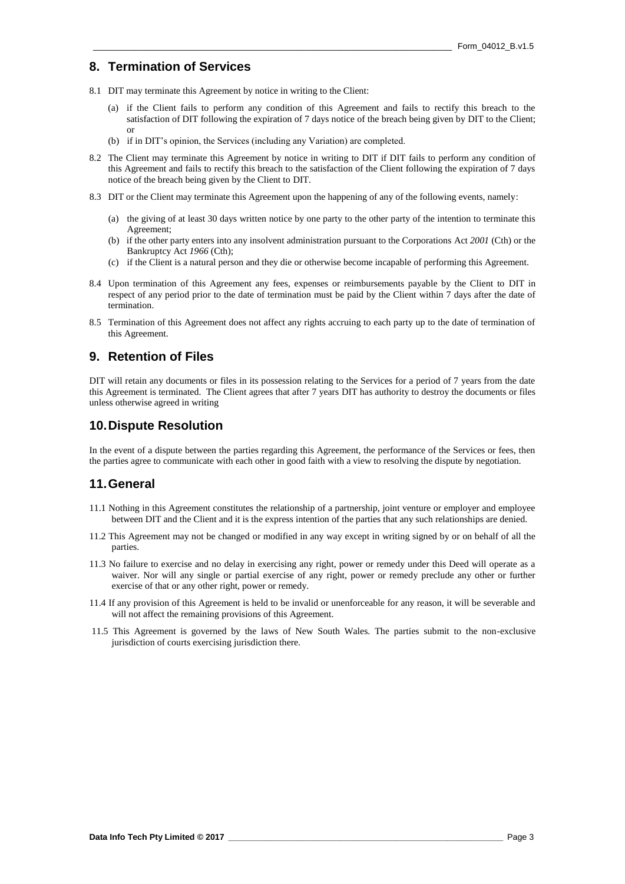## 8. Termination of Services

8.1 DIT may terminate this Agreement by notice in writing to the Client:

(a) if the Client fails to perform any condition of this Agreement and fails to rectify this breach to the satisfaction of DIT following the expiration of 7 days notice of the breach being given by DIT to the Client; or

(b) if in DIT's opinion, the Services (including any Variation) are completed.

8.2 The Client may terminate this Agreement by notice in writing to DIT if DIT fails to perform any condition of this Agreement and fails to rectify this breach to the satisfaction of the Client following the expiration of 7 days notice of the breach being given by the Client to DIT.

8.3 DIT or the Client may terminate this Agreement upon the happening of any of the following events, namely:

(a) the giving of at least 30 days written notice by one party to the other party of the intention to terminate this Agreement;

(b) if the other party enters into any insolvent administration pursuant to the Corporations Act *2001* (Cth) or the Bankruptcy Act *1966* (Cth);

(c) if the Client is a natural person and they die or otherwise become incapable of performing this Agreement.

8.4 Upon termination of this Agreement any fees, expenses or reimbursements payable by the Client to DIT in respect of any period prior to the date of termination must be paid by the Client within 7 days after the date of termination.

8.5 Termination of this Agreement does not affect any rights accruing to each party up to the date of termination of this Agreement.

## 9. Retention of Files

DIT will retain any documents or files in its possession relating to the Services for a period of 7 years from the date this Agreement is terminated. The Client agrees that after 7 years DIT has authority to destroy the documents or files unless otherwise agreed in writing

## 10. Dispute Resolution

In the event of a dispute between the parties regarding this Agreement, the performance of the Services or fees, then the parties agree to communicate with each other in good faith with a view to resolving the dispute by negotiation.

## 11. General

11.1 Nothing in this Agreement constitutes the relationship of a partnership, joint venture or employer and employee between DIT and the Client and it is the express intention of the parties that any such relationships are denied.

11.2 This Agreement may not be changed or modified in any way except in writing signed by or on behalf of all the parties.

11.3 No failure to exercise and no delay in exercising any right, power or remedy under this Deed will operate as a waiver. Nor will any single or partial exercise of any right, power or remedy preclude any other or further exercise of that or any other right, power or remedy.

11.4 If any provision of this Agreement is held to be invalid or unenforceable for any reason, it will be severable and will not affect the remaining provisions of this Agreement.

11.5 This Agreement is governed by the laws of New South Wales. The parties submit to the non-exclusive jurisdiction of courts exercising jurisdiction there.